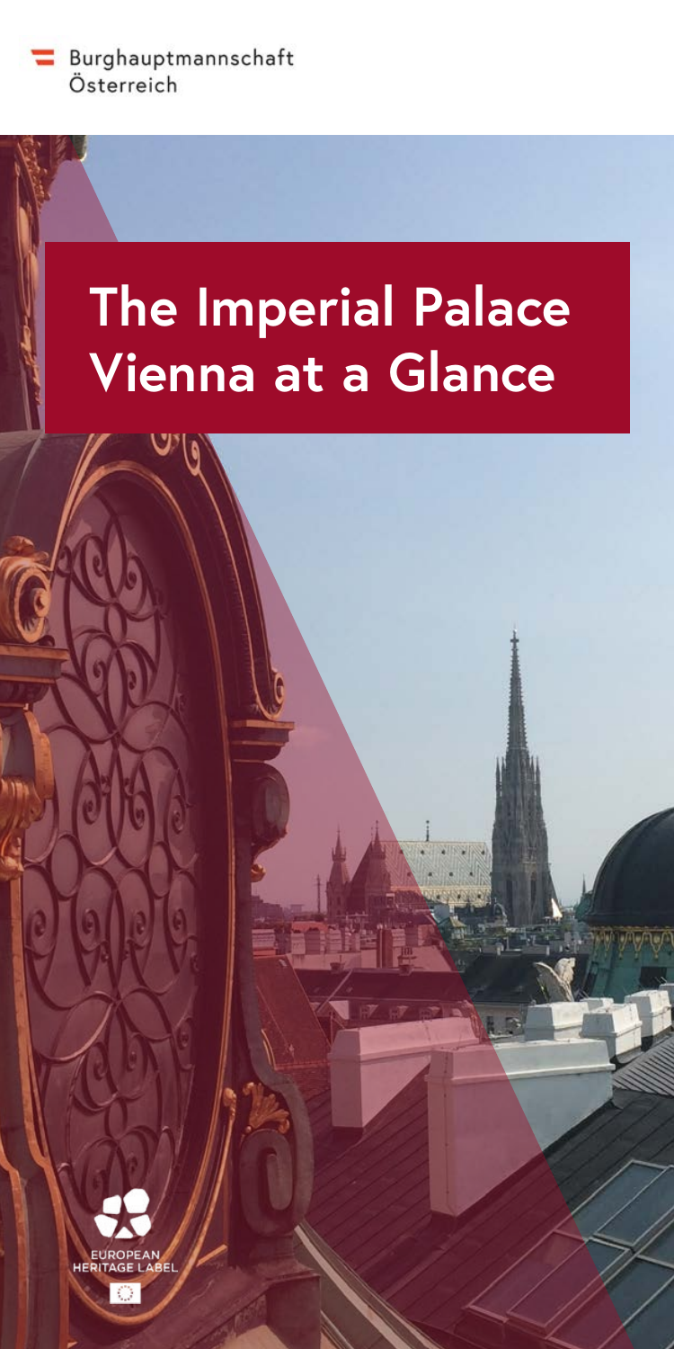Burghauptmannschaft Österreich

# The Imperial Palace Vienna at a Glance

EUROPEAN HERITAGE LABEL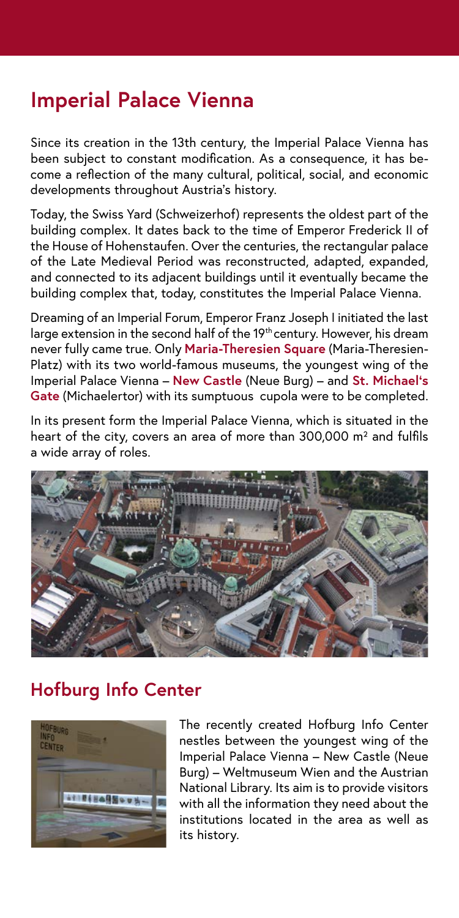## Imperial Palace Vienna

Since its creation in the 13th century, the Imperial Palace Vienna has been subject to constant modification. As a consequence, it has become a reflection of the many cultural, political, social, and economic developments throughout Austria's history.

Today, the Swiss Yard (Schweizerhof) represents the oldest part of the building complex. It dates back to the time of Emperor Frederick II of the House of Hohenstaufen. Over the centuries, the rectangular palace of the Late Medieval Period was reconstructed, adapted, expanded, and connected to its adjacent buildings until it eventually became the building complex that, today, constitutes the Imperial Palace Vienna.

Dreaming of an Imperial Forum, Emperor Franz Joseph I initiated the last large extension in the second half of the 19th century. However, his dream never fully came true. Only **Maria-Theresien Square** (Maria-Theresien-Platz) with its two world-famous museums, the youngest wing of the Imperial Palace Vienna – **New Castle** (Neue Burg) – and **St. Michael's Gate** (Michaelertor) with its sumptuous cupola were to be completed.

In its present form the Imperial Palace Vienna, which is situated in the heart of the city, covers an area of more than 300,000 m² and fulfils a wide array of roles.

## Hofburg Info Center

The recently created Hofburg Info Center nestles between the youngest wing of the Imperial Palace Vienna – New Castle (Neue Burg) – Weltmuseum Wien and the Austrian National Library. Its aim is to provide visitors with all the information they need about the institutions located in the area as well as its history.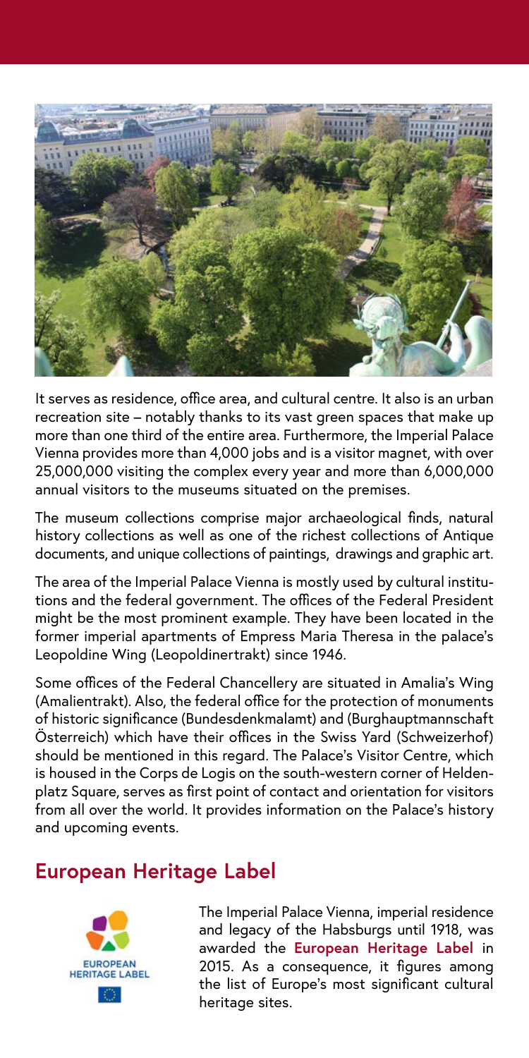It serves as residence, office area, and cultural centre. It also is an urban recreation site – notably thanks to its vast green spaces that make up more than one third of the entire area. Furthermore, the Imperial Palace Vienna provides more than 4,000 jobs and is a visitor magnet, with over 25,000,000 visiting the complex every year and more than 6,000,000 annual visitors to the museums situated on the premises.

The museum collections comprise major archaeological finds, natural history collections as well as one of the richest collections of Antique documents, and unique collections of paintings, drawings and graphic art.

The area of the Imperial Palace Vienna is mostly used by cultural institutions and the federal government. The offices of the Federal President might be the most prominent example. They have been located in the former imperial apartments of Empress Maria Theresa in the palace's Leopoldine Wing (Leopoldinertrakt) since 1946.

Some offices of the Federal Chancellery are situated in Amalia's Wing (Amalientrakt). Also, the federal office for the protection of monuments of historic significance (Bundesdenkmalamt) and (Burghauptmannschaft Österreich) which have their offices in the Swiss Yard (Schweizerhof) should be mentioned in this regard. The Palace's Visitor Centre, which is housed in the Corps de Logis on the south-western corner of Heldenplatz Square, serves as first point of contact and orientation for visitors from all over the world. It provides information on the Palace's history and upcoming events.

## European Heritage Label

EUROPEAN HERITAGE LABEL

The Imperial Palace Vienna, imperial residence and legacy of the Habsburgs until 1918, was awarded the **European Heritage Label** in 2015. As a consequence, it figures among the list of Europe's most significant cultural heritage sites.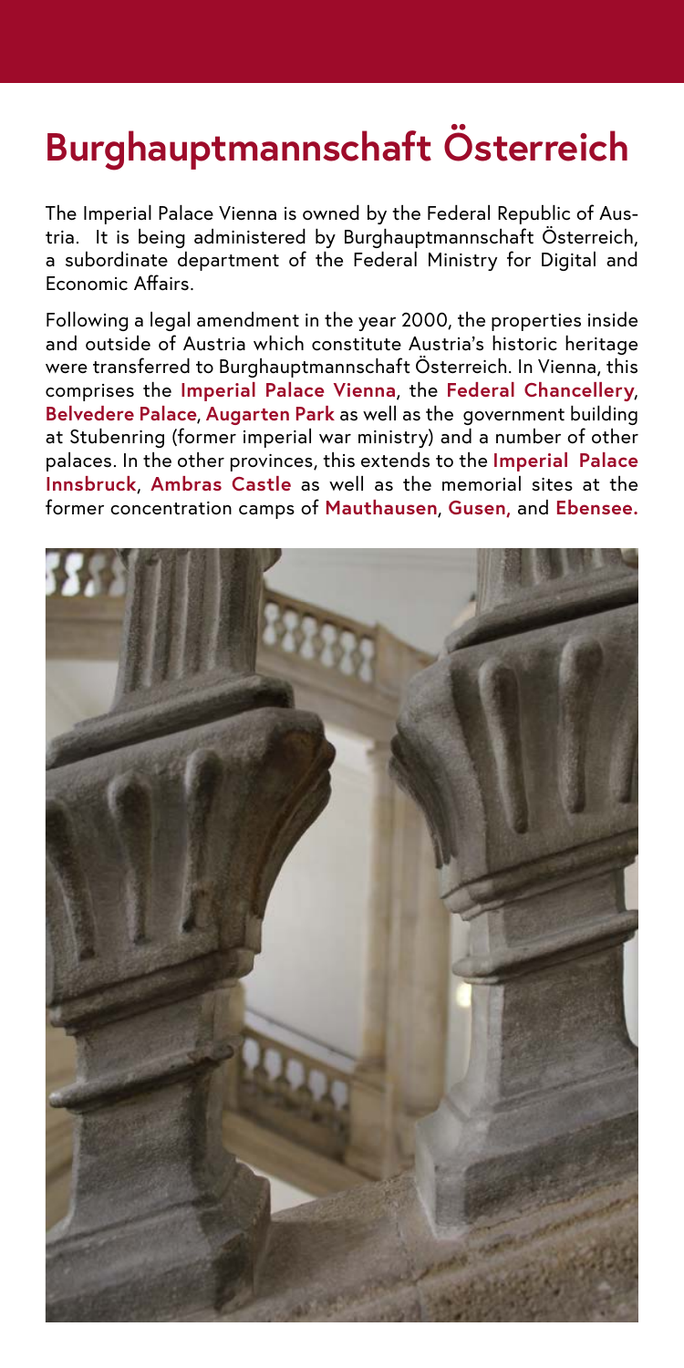# Burghauptmannschaft Österreich

The Imperial Palace Vienna is owned by the Federal Republic of Austria. It is being administered by Burghauptmannschaft Österreich, a subordinate department of the Federal Ministry for Digital and Economic Affairs.

Following a legal amendment in the year 2000, the properties inside and outside of Austria which constitute Austria's historic heritage were transferred to Burghauptmannschaft Österreich. In Vienna, this comprises the **Imperial Palace Vienna**, the **Federal Chancellery**, **Belvedere Palace**, **Augarten Park** as well as the government building at Stubenring (former imperial war ministry) and a number of other palaces. In the other provinces, this extends to the **Imperial Palace Innsbruck**, **Ambras Castle** as well as the memorial sites at the former concentration camps of **Mauthausen**, **Gusen,** and **Ebensee.**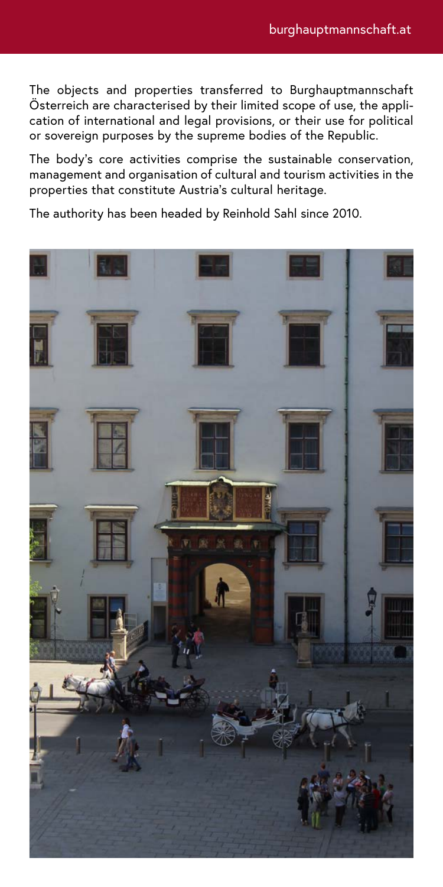The objects and properties transferred to Burghauptmannschaft Österreich are characterised by their limited scope of use, the application of international and legal provisions, or their use for political or sovereign purposes by the supreme bodies of the Republic.

The body's core activities comprise the sustainable conservation, management and organisation of cultural and tourism activities in the properties that constitute Austria's cultural heritage.

The authority has been headed by Reinhold Sahl since 2010.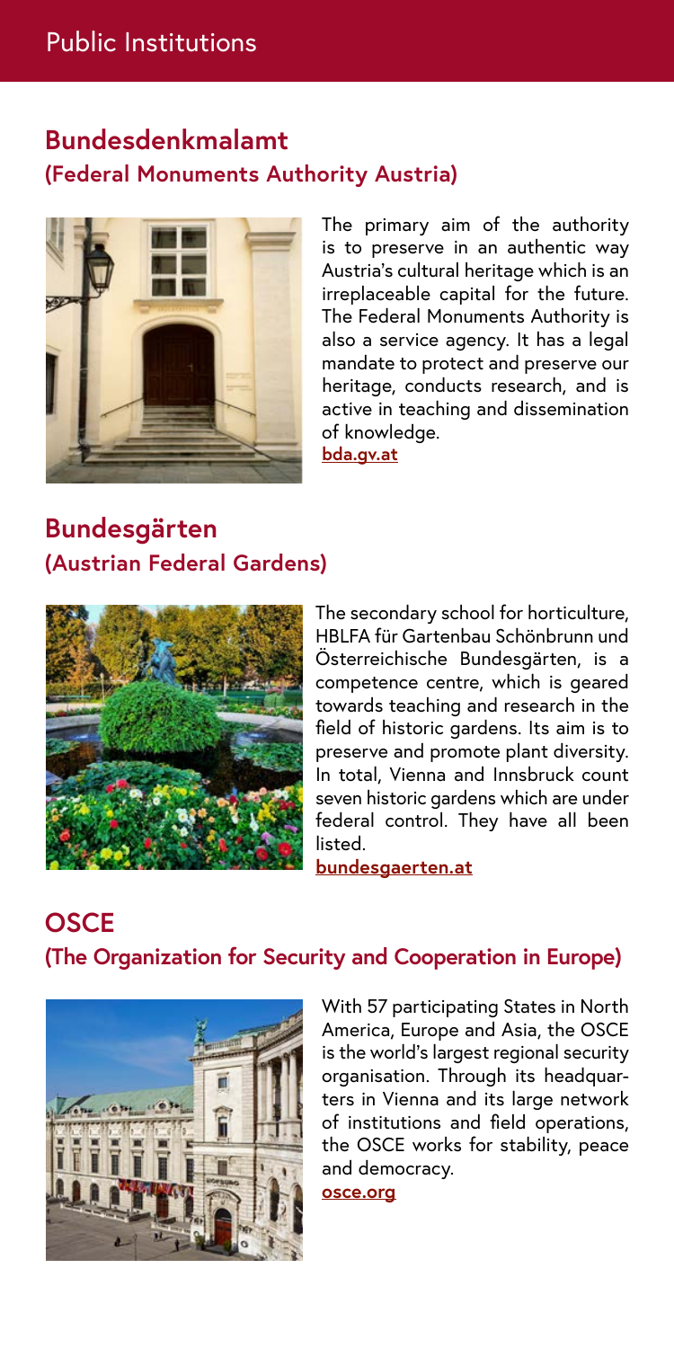# Public Institutions

## Bundesdenkmalamt
### (Federal Monuments Authority Austria)

The primary aim of the authority is to preserve in an authentic way Austria's cultural heritage which is an irreplaceable capital for the future. The Federal Monuments Authority is also a service agency. It has a legal mandate to protect and preserve our heritage, conducts research, and is active in teaching and dissemination of knowledge.
**bda.gv.at**

## Bundesgärten
### (Austrian Federal Gardens)

The secondary school for horticulture, HBLFA für Gartenbau Schönbrunn und Österreichische Bundesgärten, is a competence centre, which is geared towards teaching and research in the field of historic gardens. Its aim is to preserve and promote plant diversity. In total, Vienna and Innsbruck count seven historic gardens which are under federal control. They have all been listed.
**bundesgaerten.at**

## OSCE
### (The Organization for Security and Cooperation in Europe)

With 57 participating States in North America, Europe and Asia, the OSCE is the world's largest regional security organisation. Through its headquarters in Vienna and its large network of institutions and field operations, the OSCE works for stability, peace and democracy.
**osce.org**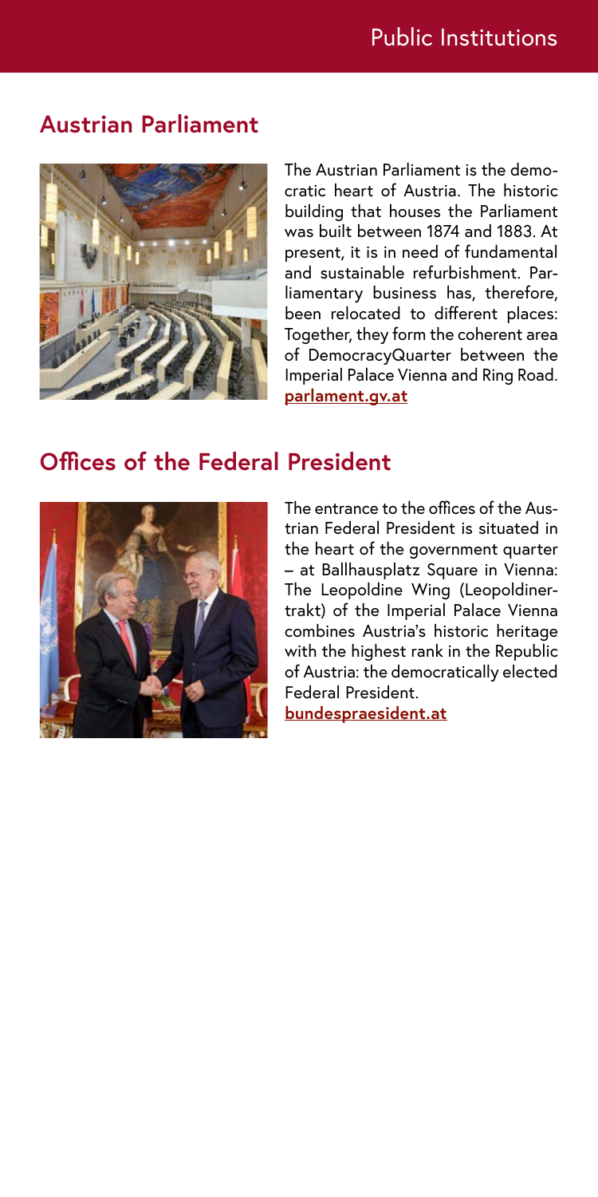## Austrian Parliament

The Austrian Parliament is the democratic heart of Austria. The historic building that houses the Parliament was built between 1874 and 1883. At present, it is in need of fundamental and sustainable refurbishment. Parliamentary business has, therefore, been relocated to different places: Together, they form the coherent area of DemocracyQuarter between the Imperial Palace Vienna and Ring Road.
**parlament.gv.at**

## Offices of the Federal President

The entrance to the offices of the Austrian Federal President is situated in the heart of the government quarter – at Ballhausplatz Square in Vienna: The Leopoldine Wing (Leopoldinertrakt) of the Imperial Palace Vienna combines Austria's historic heritage with the highest rank in the Republic of Austria: the democratically elected Federal President.
**bundespraesident.at**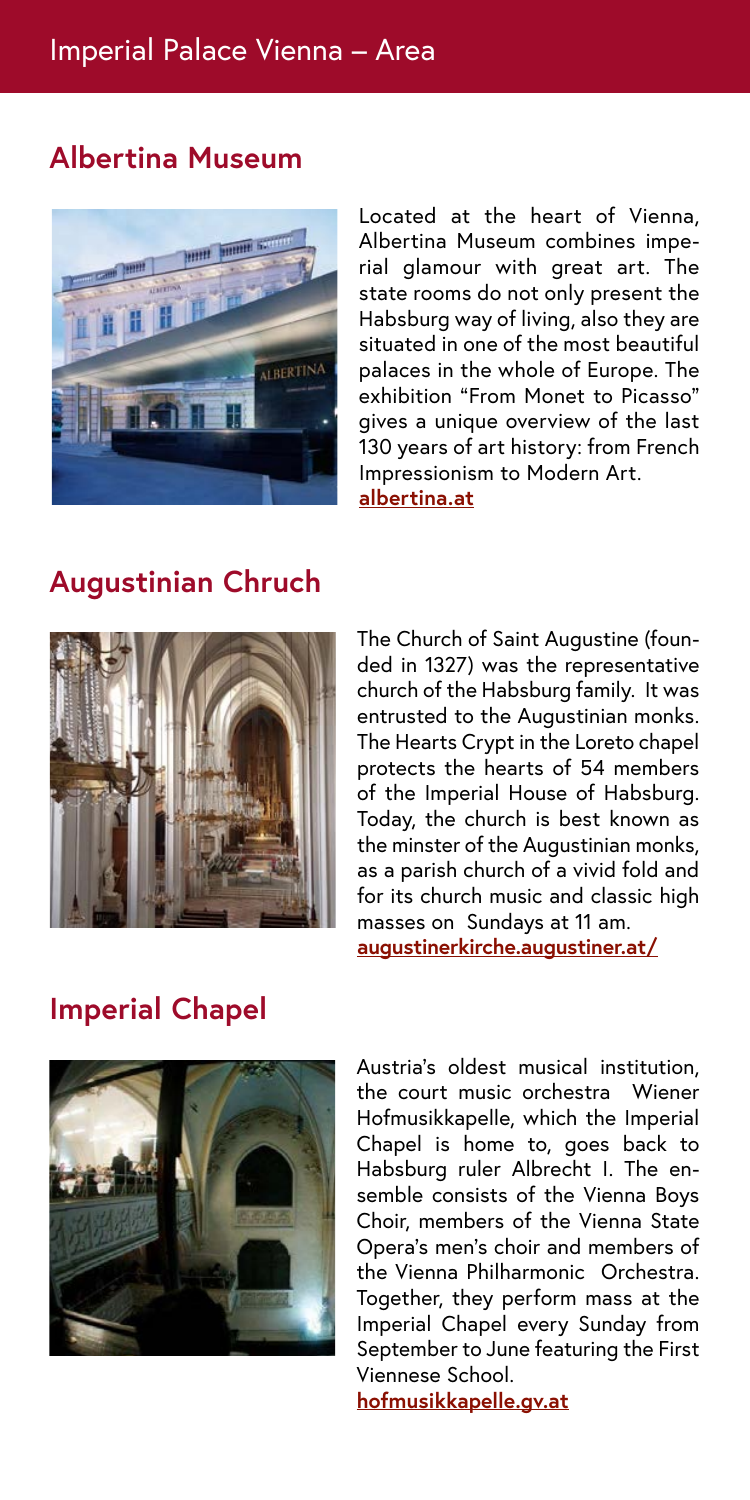# Imperial Palace Vienna – Area

## Albertina Museum

Located at the heart of Vienna, Albertina Museum combines imperial glamour with great art. The state rooms do not only present the Habsburg way of living, also they are situated in one of the most beautiful palaces in the whole of Europe. The exhibition "From Monet to Picasso" gives a unique overview of the last 130 years of art history: from French Impressionism to Modern Art.
**albertina.at**

## Augustinian Chruch

The Church of Saint Augustine (founded in 1327) was the representative church of the Habsburg family. It was entrusted to the Augustinian monks. The Hearts Crypt in the Loreto chapel protects the hearts of 54 members of the Imperial House of Habsburg. Today, the church is best known as the minster of the Augustinian monks, as a parish church of a vivid fold and for its church music and classic high masses on Sundays at 11 am.
**augustinerkirche.augustiner.at/**

## Imperial Chapel

Austria's oldest musical institution, the court music orchestra Wiener Hofmusikkapelle, which the Imperial Chapel is home to, goes back to Habsburg ruler Albrecht I. The ensemble consists of the Vienna Boys Choir, members of the Vienna State Opera's men's choir and members of the Vienna Philharmonic Orchestra. Together, they perform mass at the Imperial Chapel every Sunday from September to June featuring the First Viennese School.
**hofmusikkapelle.gv.at**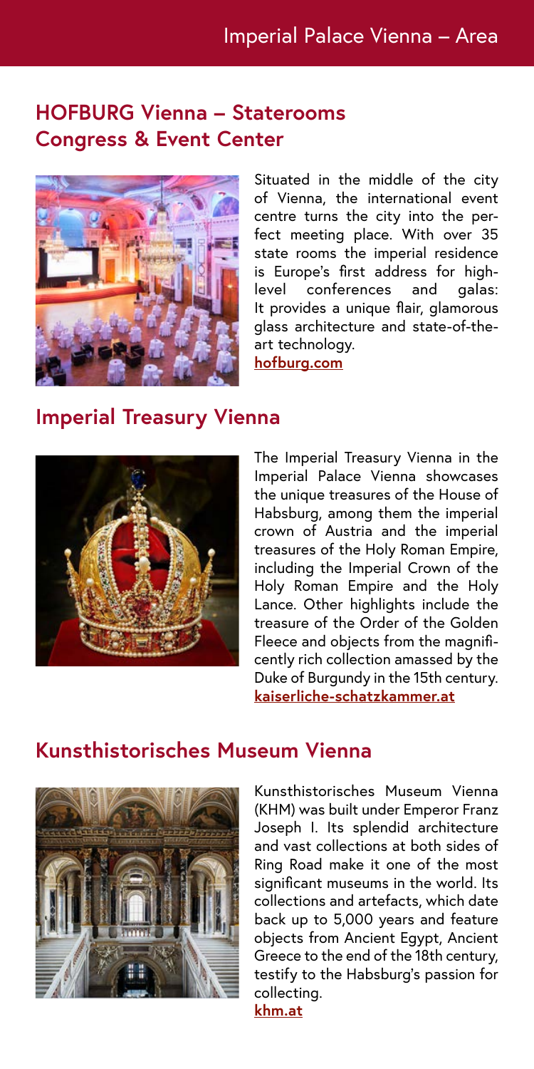## HOFBURG Vienna – Staterooms Congress & Event Center

Situated in the middle of the city of Vienna, the international event centre turns the city into the perfect meeting place. With over 35 state rooms the imperial residence is Europe's first address for high-level conferences and galas: It provides a unique flair, glamorous glass architecture and state-of-the-art technology.
**hofburg.com**

## Imperial Treasury Vienna

The Imperial Treasury Vienna in the Imperial Palace Vienna showcases the unique treasures of the House of Habsburg, among them the imperial crown of Austria and the imperial treasures of the Holy Roman Empire, including the Imperial Crown of the Holy Roman Empire and the Holy Lance. Other highlights include the treasure of the Order of the Golden Fleece and objects from the magnificently rich collection amassed by the Duke of Burgundy in the 15th century.
**kaiserliche-schatzkammer.at**

## Kunsthistorisches Museum Vienna

Kunsthistorisches Museum Vienna (KHM) was built under Emperor Franz Joseph I. Its splendid architecture and vast collections at both sides of Ring Road make it one of the most significant museums in the world. Its collections and artefacts, which date back up to 5,000 years and feature objects from Ancient Egypt, Ancient Greece to the end of the 18th century, testify to the Habsburg's passion for collecting.
**khm.at**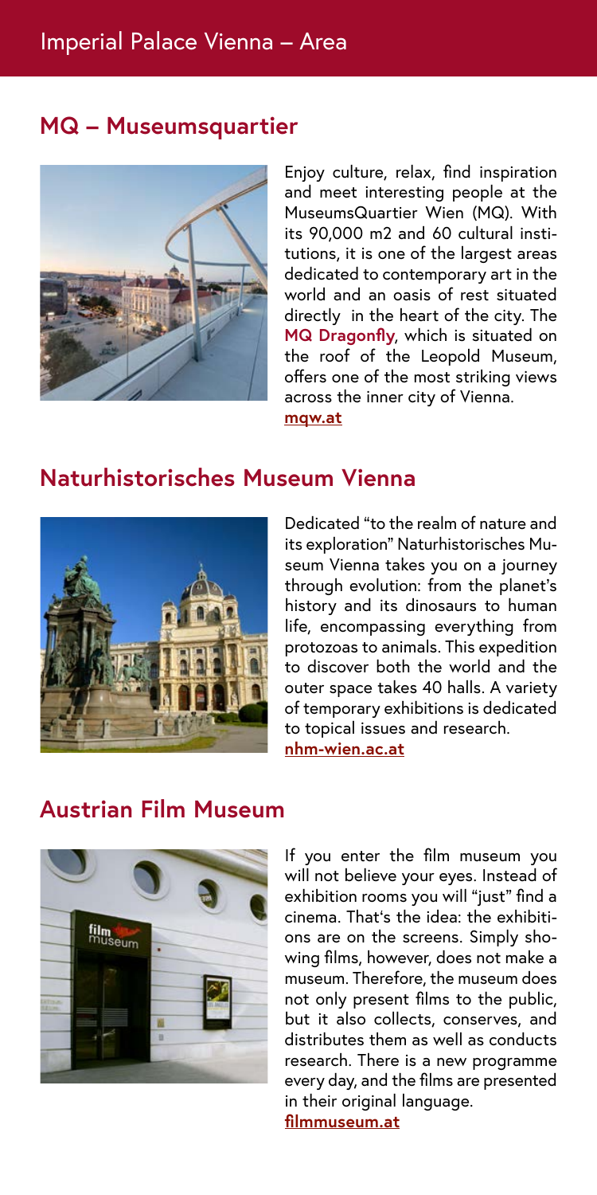## MQ – Museumsquartier

Enjoy culture, relax, find inspiration and meet interesting people at the MuseumsQuartier Wien (MQ). With its 90,000 m2 and 60 cultural institutions, it is one of the largest areas dedicated to contemporary art in the world and an oasis of rest situated directly in the heart of the city. The **MQ Dragonfly**, which is situated on the roof of the Leopold Museum, offers one of the most striking views across the inner city of Vienna.
**mqw.at**

## Naturhistorisches Museum Vienna

Dedicated "to the realm of nature and its exploration" Naturhistorisches Museum Vienna takes you on a journey through evolution: from the planet's history and its dinosaurs to human life, encompassing everything from protozoas to animals. This expedition to discover both the world and the outer space takes 40 halls. A variety of temporary exhibitions is dedicated to topical issues and research.
**nhm-wien.ac.at**

## Austrian Film Museum

If you enter the film museum you will not believe your eyes. Instead of exhibition rooms you will "just" find a cinema. That's the idea: the exhibitions are on the screens. Simply showing films, however, does not make a museum. Therefore, the museum does not only present films to the public, but it also collects, conserves, and distributes them as well as conducts research. There is a new programme every day, and the films are presented in their original language.
**filmmuseum.at**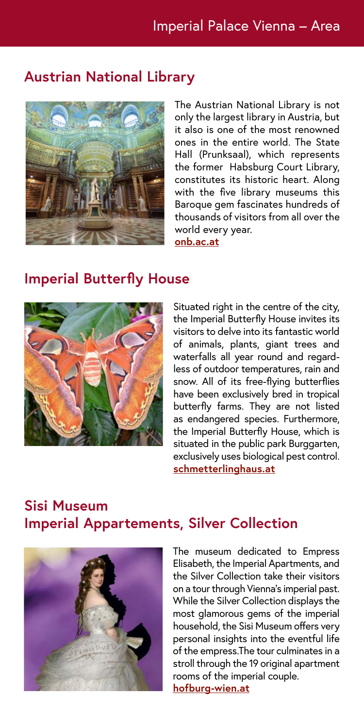## Austrian National Library

The Austrian National Library is not only the largest library in Austria, but it also is one of the most renowned ones in the entire world. The State Hall (Prunksaal), which represents the former Habsburg Court Library, constitutes its historic heart. Along with the five library museums this Baroque gem fascinates hundreds of thousands of visitors from all over the world every year.
**onb.ac.at**

## Imperial Butterfly House

Situated right in the centre of the city, the Imperial Butterfly House invites its visitors to delve into its fantastic world of animals, plants, giant trees and waterfalls all year round and regardless of outdoor temperatures, rain and snow. All of its free-flying butterflies have been exclusively bred in tropical butterfly farms. They are not listed as endangered species. Furthermore, the Imperial Butterfly House, which is situated in the public park Burggarten, exclusively uses biological pest control.
**schmetterlinghaus.at**

## Sisi Museum
## Imperial Appartements, Silver Collection

The museum dedicated to Empress Elisabeth, the Imperial Apartments, and the Silver Collection take their visitors on a tour through Vienna's imperial past. While the Silver Collection displays the most glamorous gems of the imperial household, the Sisi Museum offers very personal insights into the eventful life of the empress.The tour culminates in a stroll through the 19 original apartment rooms of the imperial couple.
**hofburg-wien.at**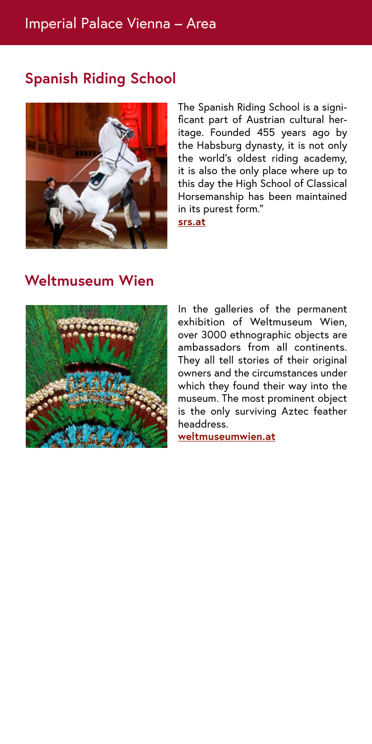## Spanish Riding School

The Spanish Riding School is a significant part of Austrian cultural heritage. Founded 455 years ago by the Habsburg dynasty, it is not only the world's oldest riding academy, it is also the only place where up to this day the High School of Classical Horsemanship has been maintained in its purest form."

**srs.at**

## Weltmuseum Wien

In the galleries of the permanent exhibition of Weltmuseum Wien, over 3000 ethnographic objects are ambassadors from all continents. They all tell stories of their original owners and the circumstances under which they found their way into the museum. The most prominent object is the only surviving Aztec feather headdress.

**weltmuseumwien.at**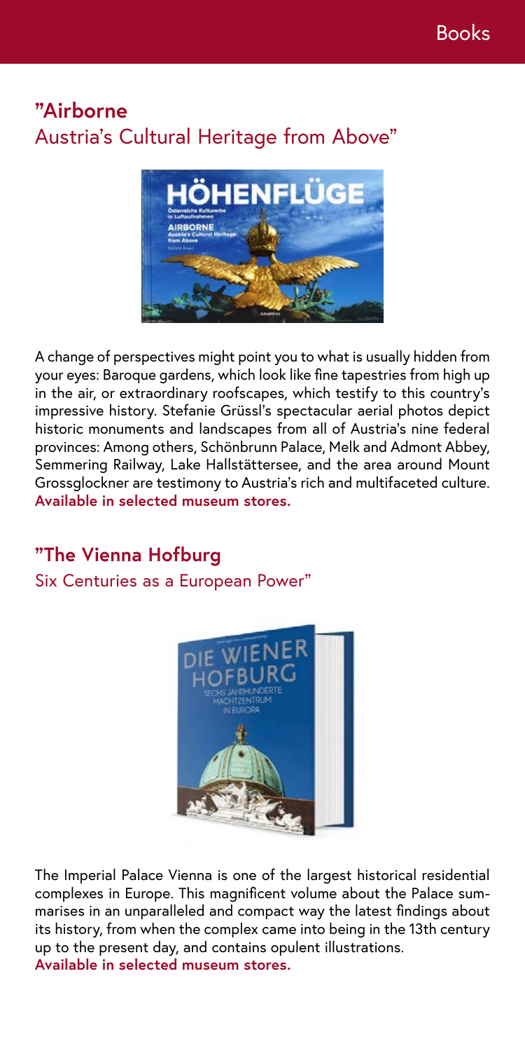## "Airborne
Austria's Cultural Heritage from Above"

A change of perspectives might point you to what is usually hidden from your eyes: Baroque gardens, which look like fine tapestries from high up in the air, or extraordinary roofscapes, which testify to this country's impressive history. Stefanie Grüssl's spectacular aerial photos depict historic monuments and landscapes from all of Austria's nine federal provinces: Among others, Schönbrunn Palace, Melk and Admont Abbey, Semmering Railway, Lake Hallstättersee, and the area around Mount Grossglockner are testimony to Austria's rich and multifaceted culture.
**Available in selected museum stores.**

## "The Vienna Hofburg
Six Centuries as a European Power"

The Imperial Palace Vienna is one of the largest historical residential complexes in Europe. This magnificent volume about the Palace summarises in an unparalleled and compact way the latest findings about its history, from when the complex came into being in the 13th century up to the present day, and contains opulent illustrations.
**Available in selected museum stores.**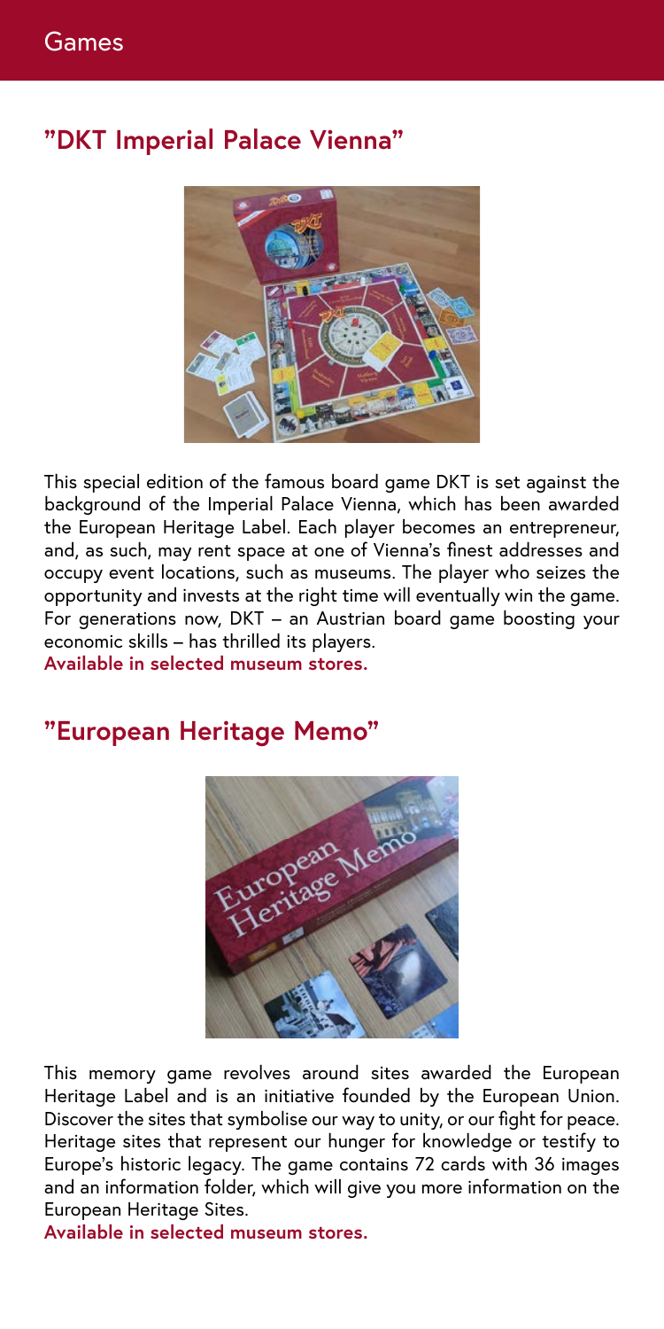# Games

## "DKT Imperial Palace Vienna"

This special edition of the famous board game DKT is set against the background of the Imperial Palace Vienna, which has been awarded the European Heritage Label. Each player becomes an entrepreneur, and, as such, may rent space at one of Vienna's finest addresses and occupy event locations, such as museums. The player who seizes the opportunity and invests at the right time will eventually win the game. For generations now, DKT – an Austrian board game boosting your economic skills – has thrilled its players.

**Available in selected museum stores.**

## "European Heritage Memo"

This memory game revolves around sites awarded the European Heritage Label and is an initiative founded by the European Union. Discover the sites that symbolise our way to unity, or our fight for peace. Heritage sites that represent our hunger for knowledge or testify to Europe's historic legacy. The game contains 72 cards with 36 images and an information folder, which will give you more information on the European Heritage Sites.

**Available in selected museum stores.**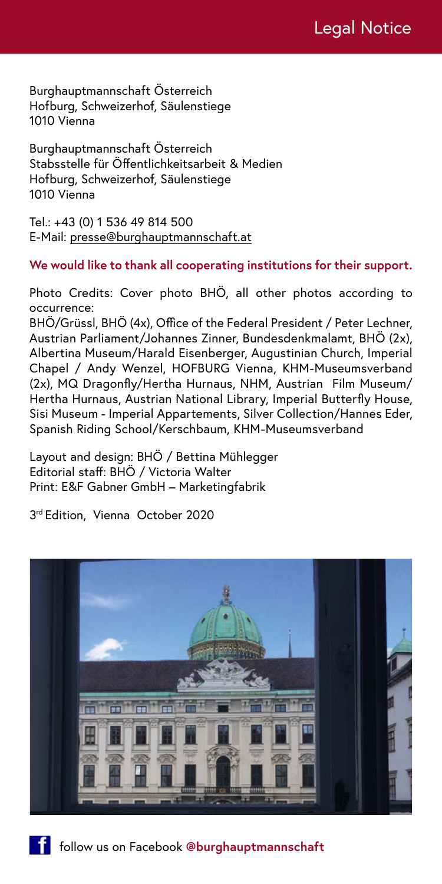# Legal Notice

Burghauptmannschaft Österreich
Hofburg, Schweizerhof, Säulenstiege
1010 Vienna

Burghauptmannschaft Österreich
Stabsstelle für Öffentlichkeitsarbeit & Medien
Hofburg, Schweizerhof, Säulenstiege
1010 Vienna

Tel.: +43 (0) 1 536 49 814 500
E-Mail: presse@burghauptmannschaft.at

**We would like to thank all cooperating institutions for their support.**

Photo Credits: Cover photo BHÖ, all other photos according to occurrence:
BHÖ/Grüssl, BHÖ (4x), Office of the Federal President / Peter Lechner, Austrian Parliament/Johannes Zinner, Bundesdenkmalamt, BHÖ (2x), Albertina Museum/Harald Eisenberger, Augustinian Church, Imperial Chapel / Andy Wenzel, HOFBURG Vienna, KHM-Museumsverband (2x), MQ Dragonfly/Hertha Hurnaus, NHM, Austrian Film Museum/ Hertha Hurnaus, Austrian National Library, Imperial Butterfly House, Sisi Museum - Imperial Appartements, Silver Collection/Hannes Eder, Spanish Riding School/Kerschbaum, KHM-Museumsverband

Layout and design: BHÖ / Bettina Mühlegger
Editorial staff: BHÖ / Victoria Walter
Print: E&F Gabner GmbH – Marketingfabrik

3rd Edition, Vienna October 2020

follow us on Facebook **@burghauptmannschaft**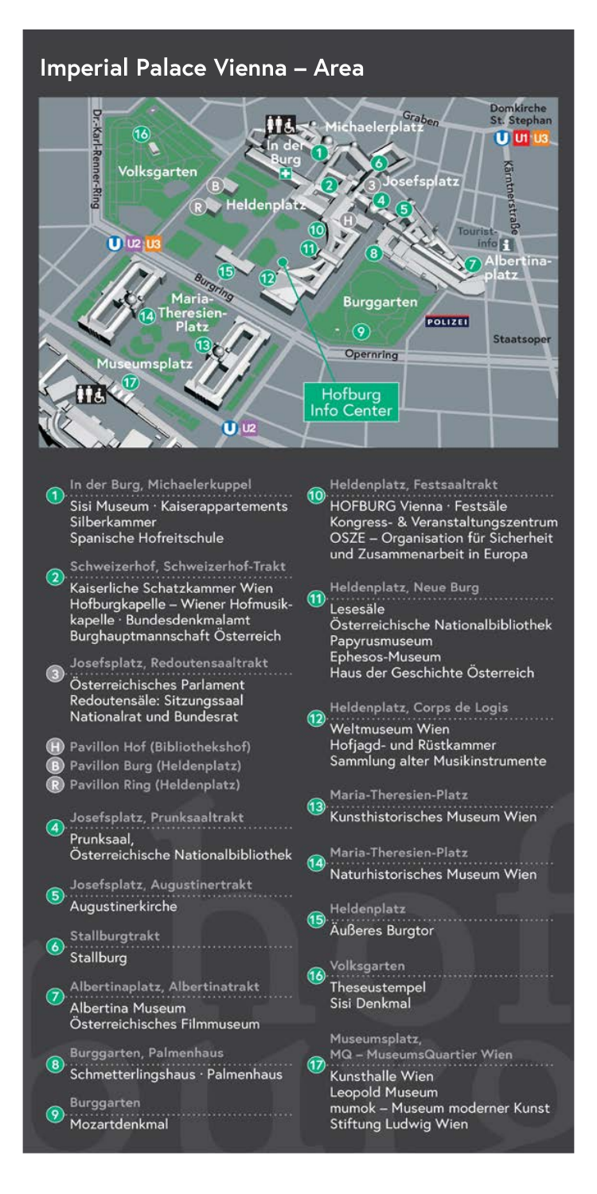# Imperial Palace Vienna – Area

Dr.-Karl-Renner-Ring
Volksgarten
Michaelerplatz
Graben
In der Burg
Josefsplatz
Domkirche St. Stephan
U U1 U3
Kärntnerstraße
Heldenplatz
U U2 U3
Tourist-info
Albertinaplatz
Burgring
Maria-Theresien-Platz
Burggarten
POLIZEI
Staatsoper
Opernring
Museumsplatz
Hofburg Info Center
U U2

1. **In der Burg, Michaelerkuppel**
   Sisi Museum · Kaiserappartements
   Silberkammer
   Spanische Hofreitschule

2. **Schweizerhof, Schweizerhof-Trakt**
   Kaiserliche Schatzkammer Wien
   Hofburgkapelle – Wiener Hofmusikkapelle · Bundesdenkmalamt
   Burghauptmannschaft Österreich

3. **Josefsplatz, Redoutensaaltrakt**
   Österreichisches Parlament
   Redoutensäle: Sitzungssaal Nationalrat und Bundesrat

H. Pavillon Hof (Bibliothekshof)
B. Pavillon Burg (Heldenplatz)
R. Pavillon Ring (Heldenplatz)

4. **Josefsplatz, Prunksaaltrakt**
   Prunksaal,
   Österreichische Nationalbibliothek

5. **Josefsplatz, Augustinertrakt**
   Augustinerkirche

6. **Stallburgtrakt**
   Stallburg

7. **Albertinaplatz, Albertinatrakt**
   Albertina Museum
   Österreichisches Filmmuseum

8. **Burggarten, Palmenhaus**
   Schmetterlingshaus · Palmenhaus

9. **Burggarten**
   Mozartdenkmal

10. **Heldenplatz, Festsaaltrakt**
    HOFBURG Vienna · Festsäle
    Kongress- & Veranstaltungszentrum
    OSZE – Organisation für Sicherheit und Zusammenarbeit in Europa

11. **Heldenplatz, Neue Burg**
    Lesesäle
    Österreichische Nationalbibliothek
    Papyrusmuseum
    Ephesos-Museum
    Haus der Geschichte Österreich

12. **Heldenplatz, Corps de Logis**
    Weltmuseum Wien
    Hofjagd- und Rüstkammer
    Sammlung alter Musikinstrumente

13. **Maria-Theresien-Platz**
    Kunsthistorisches Museum Wien

14. **Maria-Theresien-Platz**
    Naturhistorisches Museum Wien

15. **Heldenplatz**
    Äußeres Burgtor

16. **Volksgarten**
    Theseustempel
    Sisi Denkmal

17. **Museumsplatz, MQ – MuseumsQuartier Wien**
    Kunsthalle Wien
    Leopold Museum
    mumok – Museum moderner Kunst Stiftung Ludwig Wien